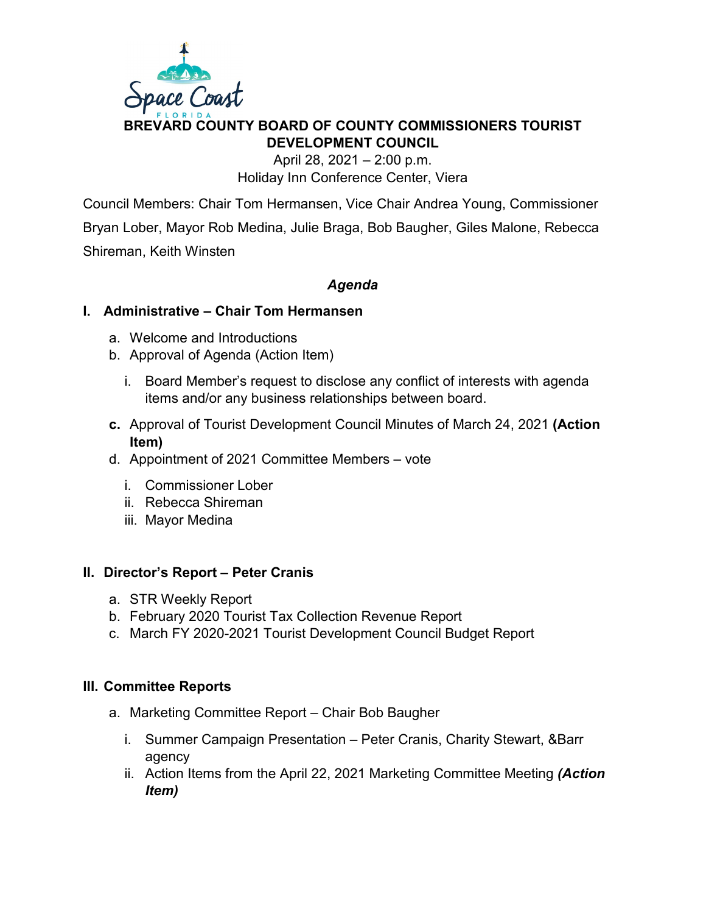Space Coast FLORIDA

# BREVARD COUNTY BOARD OF COUNTY COMMISSIONERS TOURIST DEVELOPMENT COUNCIL

April 28, 2021 – 2:00 p.m.
Holiday Inn Conference Center, Viera

Council Members: Chair Tom Hermansen, Vice Chair Andrea Young, Commissioner Bryan Lober, Mayor Rob Medina, Julie Braga, Bob Baugher, Giles Malone, Rebecca Shireman, Keith Winsten

## *Agenda*

### I. Administrative – Chair Tom Hermansen

a. Welcome and Introductions
b. Approval of Agenda (Action Item)
   i. Board Member's request to disclose any conflict of interests with agenda items and/or any business relationships between board.
**c.** Approval of Tourist Development Council Minutes of March 24, 2021 **(Action Item)**
d. Appointment of 2021 Committee Members – vote
   i. Commissioner Lober
   ii. Rebecca Shireman
   iii. Mayor Medina

### II. Director's Report – Peter Cranis

a. STR Weekly Report
b. February 2020 Tourist Tax Collection Revenue Report
c. March FY 2020-2021 Tourist Development Council Budget Report

### III. Committee Reports

a. Marketing Committee Report – Chair Bob Baugher
   i. Summer Campaign Presentation – Peter Cranis, Charity Stewart, &Barr agency
   ii. Action Items from the April 22, 2021 Marketing Committee Meeting ***(Action Item)***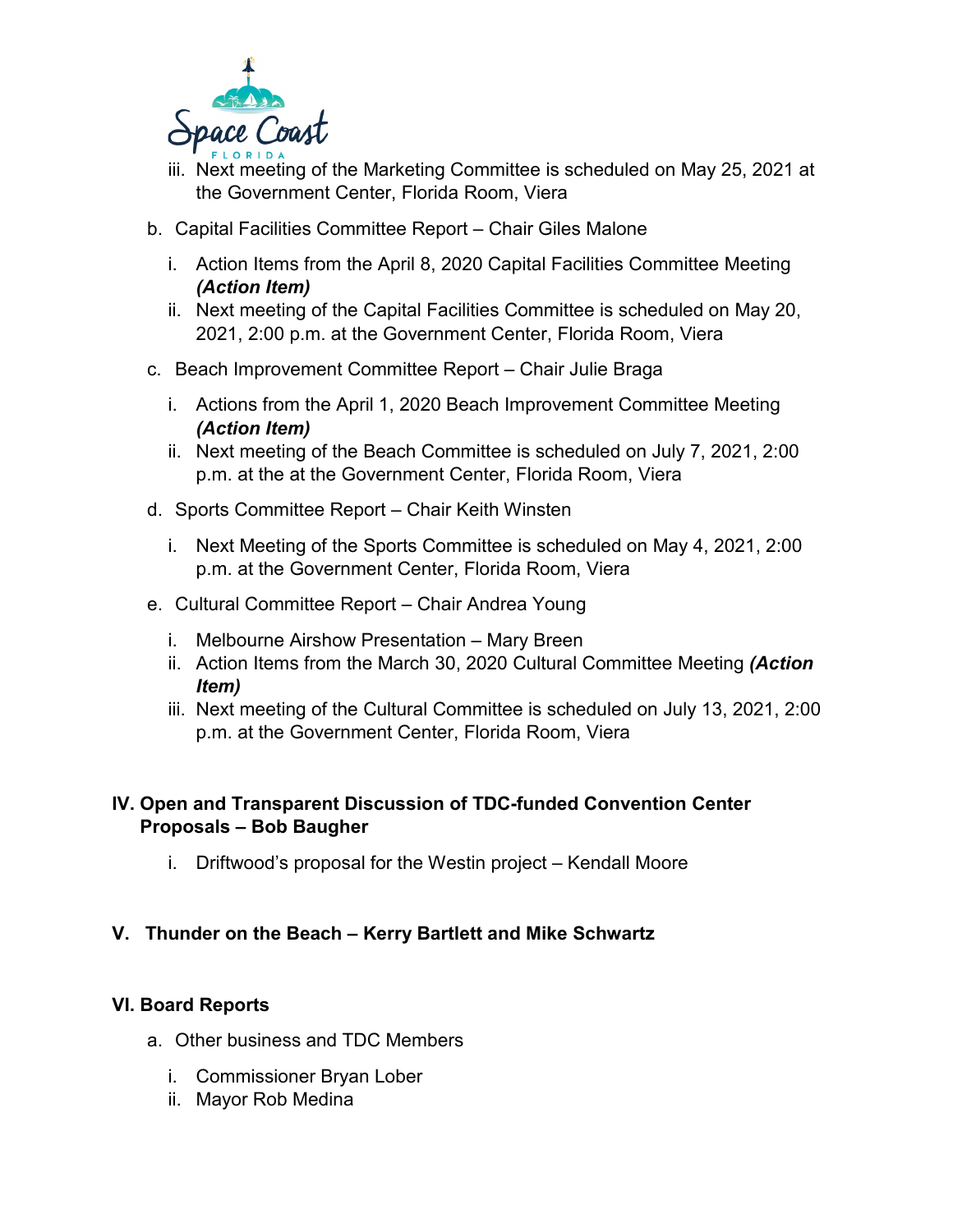iii. Next meeting of the Marketing Committee is scheduled on May 25, 2021 at the Government Center, Florida Room, Viera

b. Capital Facilities Committee Report – Chair Giles Malone

   i. Action Items from the April 8, 2020 Capital Facilities Committee Meeting ***(Action Item)***
   ii. Next meeting of the Capital Facilities Committee is scheduled on May 20, 2021, 2:00 p.m. at the Government Center, Florida Room, Viera

c. Beach Improvement Committee Report – Chair Julie Braga

   i. Actions from the April 1, 2020 Beach Improvement Committee Meeting ***(Action Item)***
   ii. Next meeting of the Beach Committee is scheduled on July 7, 2021, 2:00 p.m. at the at the Government Center, Florida Room, Viera

d. Sports Committee Report – Chair Keith Winsten

   i. Next Meeting of the Sports Committee is scheduled on May 4, 2021, 2:00 p.m. at the Government Center, Florida Room, Viera

e. Cultural Committee Report – Chair Andrea Young

   i. Melbourne Airshow Presentation – Mary Breen
   ii. Action Items from the March 30, 2020 Cultural Committee Meeting ***(Action Item)***
   iii. Next meeting of the Cultural Committee is scheduled on July 13, 2021, 2:00 p.m. at the Government Center, Florida Room, Viera

## IV. Open and Transparent Discussion of TDC-funded Convention Center Proposals – Bob Baugher

   i. Driftwood's proposal for the Westin project – Kendall Moore

## V. Thunder on the Beach – Kerry Bartlett and Mike Schwartz

## VI. Board Reports

a. Other business and TDC Members

   i. Commissioner Bryan Lober
   ii. Mayor Rob Medina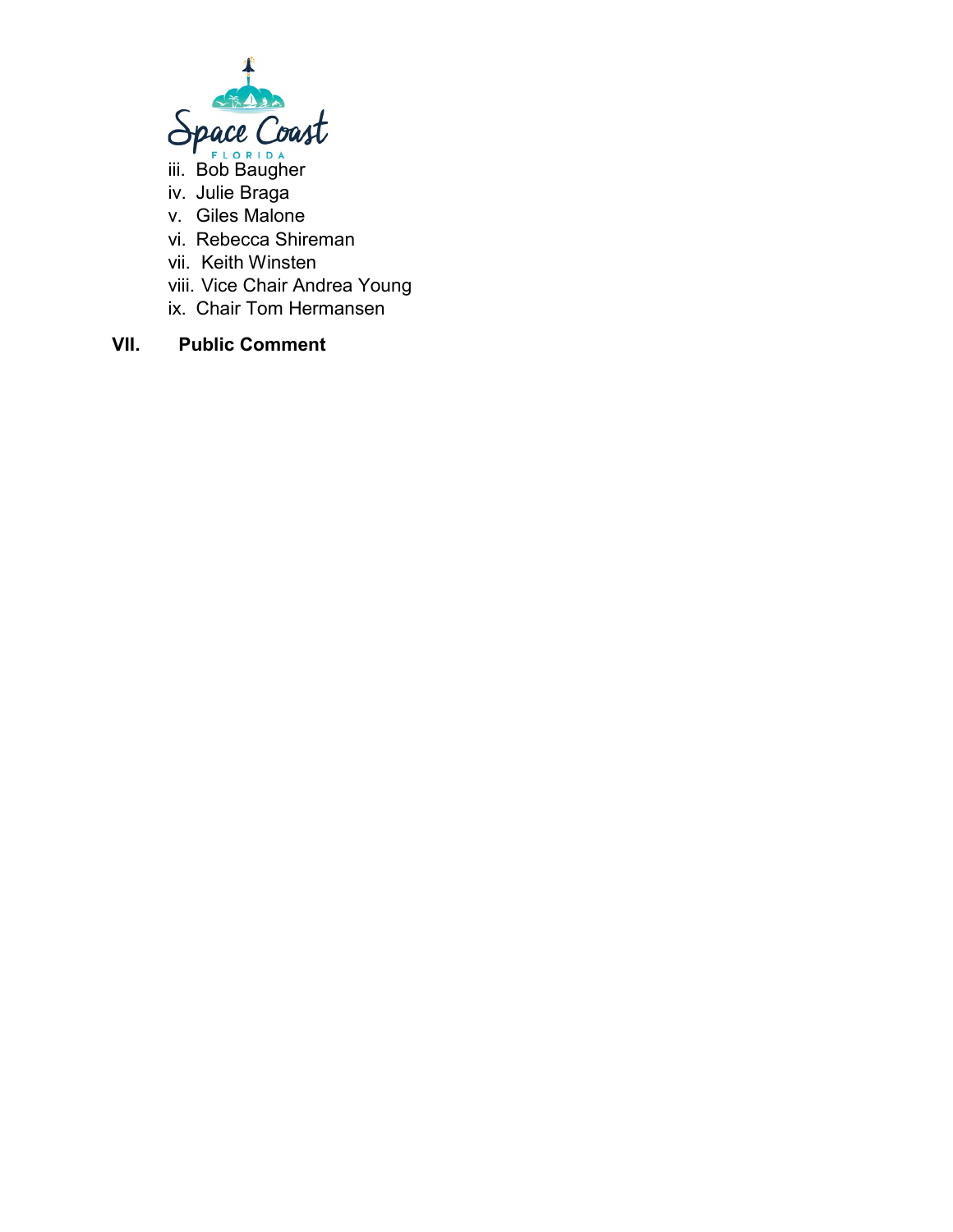iii. Bob Baugher
iv. Julie Braga
v. Giles Malone
vi. Rebecca Shireman
vii. Keith Winsten
viii. Vice Chair Andrea Young
ix. Chair Tom Hermansen

**VII. Public Comment**